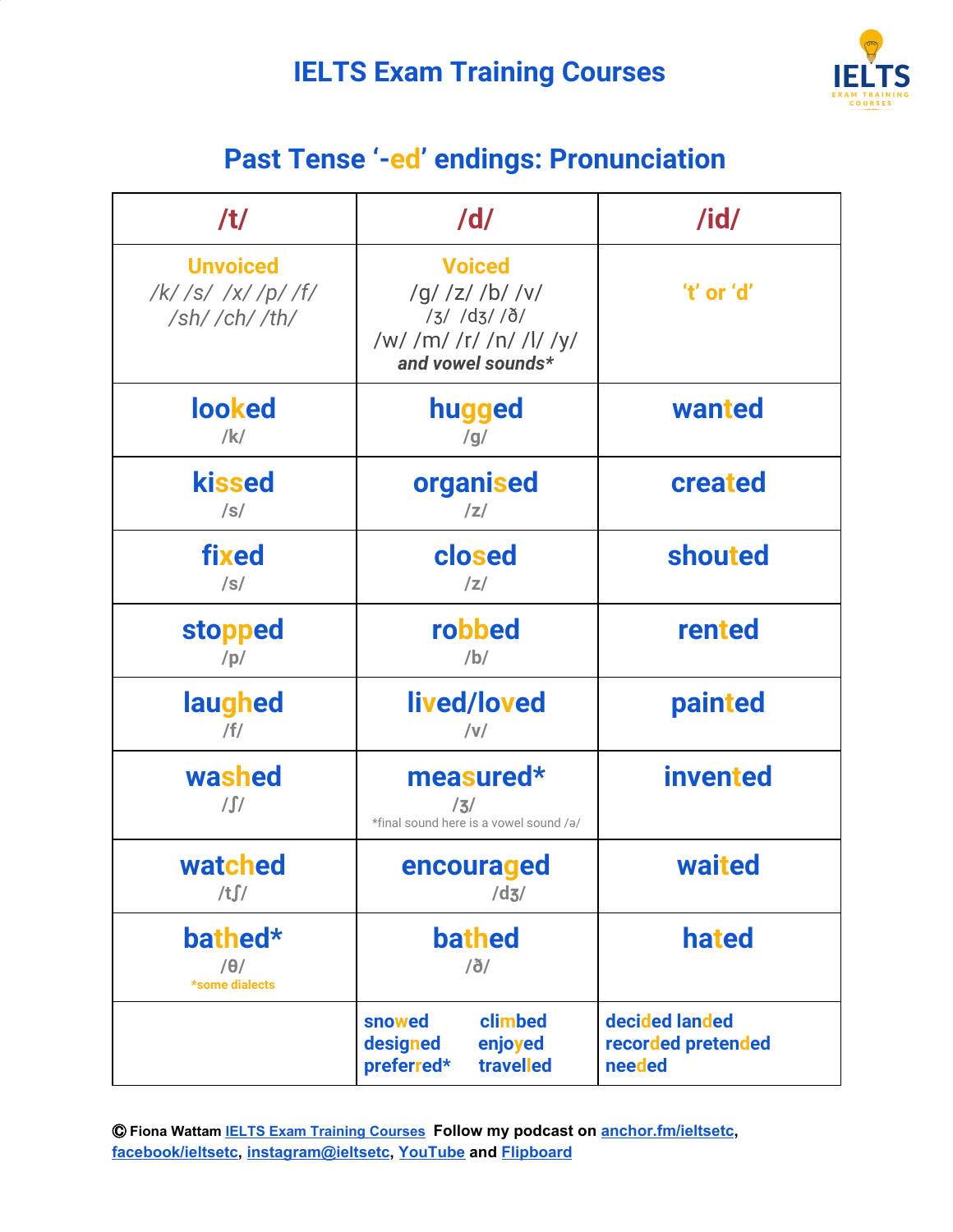# IELTS Exam Training Courses

## Past Tense '-ed' endings: Pronunciation

| /t/ | /d/ | /id/ |
|---|---|---|
| **Unvoiced** /k/ /s/ /x/ /p/ /f/ /sh/ /ch/ /th/ | **Voiced** /g/ /z/ /b/ /v/ /ʒ/ /dʒ/ /ð/ /w/ /m/ /r/ /n/ /l/ /y/ ***and vowel sounds**** | **'t' or 'd'** |
| **looked** /k/ | **hugged** /g/ | **wanted** |
| **kissed** /s/ | **organised** /z/ | **created** |
| **fixed** /s/ | **closed** /z/ | **shouted** |
| **stopped** /p/ | **robbed** /b/ | **rented** |
| **laughed** /f/ | **lived/loved** /v/ | **painted** |
| **washed** /ʃ/ | **measured*** /ʒ/ *final sound here is a vowel sound /ə/ | **invented** |
| **watched** /tʃ/ | **encouraged** /dʒ/ | **waited** |
| **bathed*** /θ/ *some dialects | **bathed** /ð/ | **hated** |
| | **snowed** **climbed** **designed** **enjoyed** **preferred*** **travelled** | **decided** **landed** **recorded** **pretended** **needed** |

Ⓒ Fiona Wattam IELTS Exam Training Courses Follow my podcast on anchor.fm/ieltsetc, facebook/ieltsetc, instagram@ieltsetc, YouTube and Flipboard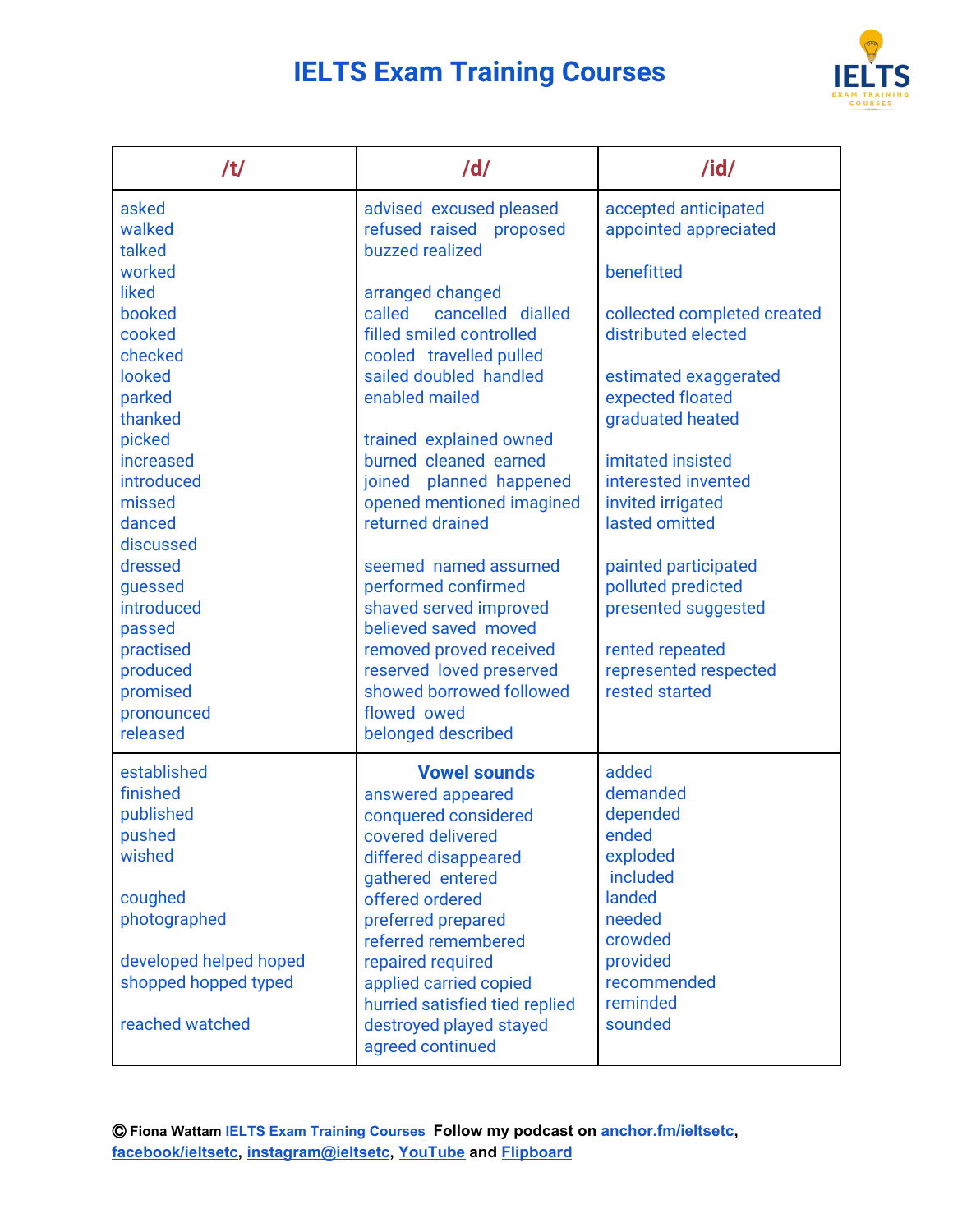# IELTS Exam Training Courses

| /t/ | /d/ | /id/ |
|---|---|---|
| asked<br>walked<br>talked<br>worked<br>liked<br>booked<br>cooked<br>checked<br>looked<br>parked<br>thanked<br>picked<br>increased<br>introduced<br>missed<br>danced<br>discussed<br>dressed<br>guessed<br>introduced<br>passed<br>practised<br>produced<br>promised<br>pronounced<br>released | advised excused pleased<br>refused raised proposed<br>buzzed realized<br><br>arranged changed<br>called cancelled dialled<br>filled smiled controlled<br>cooled travelled pulled<br>sailed doubled handled<br>enabled mailed<br><br>trained explained owned<br>burned cleaned earned<br>joined planned happened<br>opened mentioned imagined<br>returned drained<br><br>seemed named assumed<br>performed confirmed<br>shaved served improved<br>believed saved moved<br>removed proved received<br>reserved loved preserved<br>showed borrowed followed<br>flowed owed<br>belonged described | accepted anticipated<br>appointed appreciated<br><br>benefitted<br><br>collected completed created<br>distributed elected<br><br>estimated exaggerated<br>expected floated<br>graduated heated<br><br>imitated insisted<br>interested invented<br>invited irrigated<br>lasted omitted<br><br>painted participated<br>polluted predicted<br>presented suggested<br><br>rented repeated<br>represented respected<br>rested started |
| established<br>finished<br>published<br>pushed<br>wished<br><br>coughed<br>photographed<br><br>developed helped hoped<br>shopped hopped typed<br><br>reached watched | **Vowel sounds**<br>answered appeared<br>conquered considered<br>covered delivered<br>differed disappeared<br>gathered entered<br>offered ordered<br>preferred prepared<br>referred remembered<br>repaired required<br>applied carried copied<br>hurried satisfied tied replied<br>destroyed played stayed<br>agreed continued | added<br>demanded<br>depended<br>ended<br>exploded<br>included<br>landed<br>needed<br>crowded<br>provided<br>recommended<br>reminded<br>sounded |

© Fiona Wattam IELTS Exam Training Courses Follow my podcast on anchor.fm/ieltsetc, facebook/ieltsetc, instagram@ieltsetc, YouTube and Flipboard